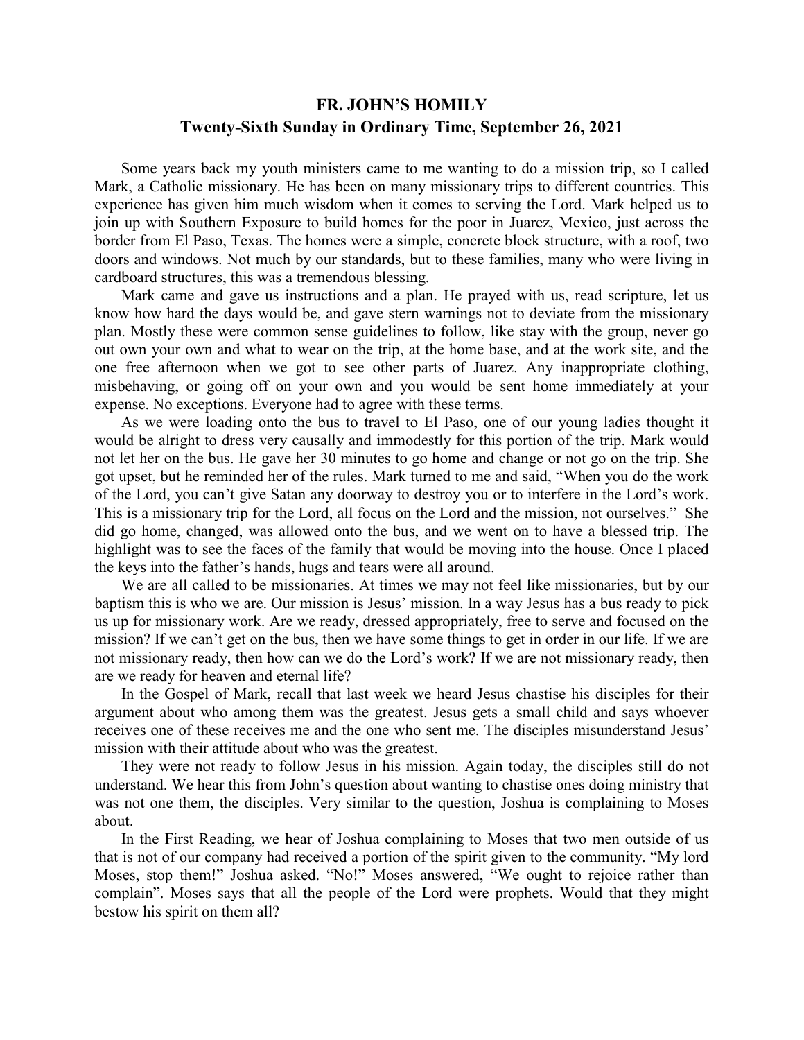# FR. JOHN'S HOMILY

## Twenty-Sixth Sunday in Ordinary Time, September 26, 2021

Some years back my youth ministers came to me wanting to do a mission trip, so I called Mark, a Catholic missionary. He has been on many missionary trips to different countries. This experience has given him much wisdom when it comes to serving the Lord. Mark helped us to join up with Southern Exposure to build homes for the poor in Juarez, Mexico, just across the border from El Paso, Texas. The homes were a simple, concrete block structure, with a roof, two doors and windows. Not much by our standards, but to these families, many who were living in cardboard structures, this was a tremendous blessing.

Mark came and gave us instructions and a plan. He prayed with us, read scripture, let us know how hard the days would be, and gave stern warnings not to deviate from the missionary plan. Mostly these were common sense guidelines to follow, like stay with the group, never go out own your own and what to wear on the trip, at the home base, and at the work site, and the one free afternoon when we got to see other parts of Juarez. Any inappropriate clothing, misbehaving, or going off on your own and you would be sent home immediately at your expense. No exceptions. Everyone had to agree with these terms.

As we were loading onto the bus to travel to El Paso, one of our young ladies thought it would be alright to dress very causally and immodestly for this portion of the trip. Mark would not let her on the bus. He gave her 30 minutes to go home and change or not go on the trip. She got upset, but he reminded her of the rules. Mark turned to me and said, "When you do the work of the Lord, you can't give Satan any doorway to destroy you or to interfere in the Lord's work. This is a missionary trip for the Lord, all focus on the Lord and the mission, not ourselves." She did go home, changed, was allowed onto the bus, and we went on to have a blessed trip. The highlight was to see the faces of the family that would be moving into the house. Once I placed the keys into the father's hands, hugs and tears were all around.

We are all called to be missionaries. At times we may not feel like missionaries, but by our baptism this is who we are. Our mission is Jesus' mission. In a way Jesus has a bus ready to pick us up for missionary work. Are we ready, dressed appropriately, free to serve and focused on the mission? If we can't get on the bus, then we have some things to get in order in our life. If we are not missionary ready, then how can we do the Lord's work? If we are not missionary ready, then are we ready for heaven and eternal life?

In the Gospel of Mark, recall that last week we heard Jesus chastise his disciples for their argument about who among them was the greatest. Jesus gets a small child and says whoever receives one of these receives me and the one who sent me. The disciples misunderstand Jesus' mission with their attitude about who was the greatest.

They were not ready to follow Jesus in his mission. Again today, the disciples still do not understand. We hear this from John's question about wanting to chastise ones doing ministry that was not one them, the disciples. Very similar to the question, Joshua is complaining to Moses about.

In the First Reading, we hear of Joshua complaining to Moses that two men outside of us that is not of our company had received a portion of the spirit given to the community. "My lord Moses, stop them!" Joshua asked. "No!" Moses answered, "We ought to rejoice rather than complain". Moses says that all the people of the Lord were prophets. Would that they might bestow his spirit on them all?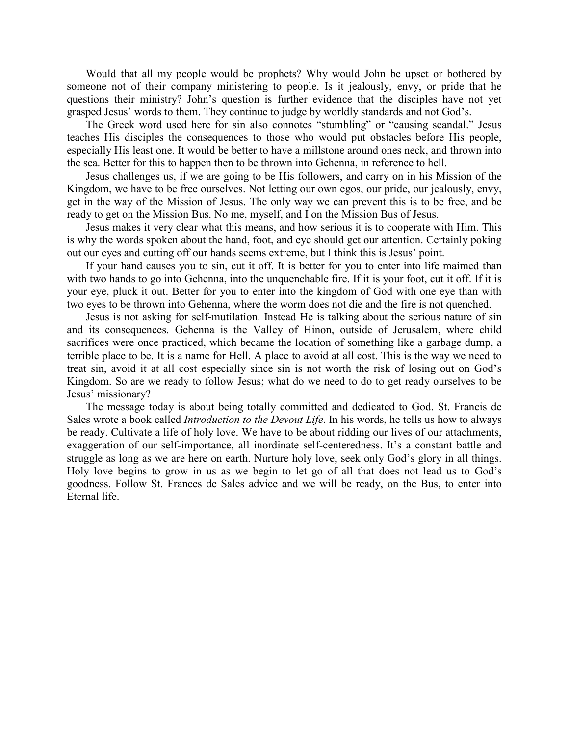Would that all my people would be prophets? Why would John be upset or bothered by someone not of their company ministering to people. Is it jealously, envy, or pride that he questions their ministry? John's question is further evidence that the disciples have not yet grasped Jesus' words to them. They continue to judge by worldly standards and not God's.

The Greek word used here for sin also connotes "stumbling" or "causing scandal." Jesus teaches His disciples the consequences to those who would put obstacles before His people, especially His least one. It would be better to have a millstone around ones neck, and thrown into the sea. Better for this to happen then to be thrown into Gehenna, in reference to hell.

Jesus challenges us, if we are going to be His followers, and carry on in his Mission of the Kingdom, we have to be free ourselves. Not letting our own egos, our pride, our jealously, envy, get in the way of the Mission of Jesus. The only way we can prevent this is to be free, and be ready to get on the Mission Bus. No me, myself, and I on the Mission Bus of Jesus.

Jesus makes it very clear what this means, and how serious it is to cooperate with Him. This is why the words spoken about the hand, foot, and eye should get our attention. Certainly poking out our eyes and cutting off our hands seems extreme, but I think this is Jesus' point.

If your hand causes you to sin, cut it off. It is better for you to enter into life maimed than with two hands to go into Gehenna, into the unquenchable fire. If it is your foot, cut it off. If it is your eye, pluck it out. Better for you to enter into the kingdom of God with one eye than with two eyes to be thrown into Gehenna, where the worm does not die and the fire is not quenched.

Jesus is not asking for self-mutilation. Instead He is talking about the serious nature of sin and its consequences. Gehenna is the Valley of Hinon, outside of Jerusalem, where child sacrifices were once practiced, which became the location of something like a garbage dump, a terrible place to be. It is a name for Hell. A place to avoid at all cost. This is the way we need to treat sin, avoid it at all cost especially since sin is not worth the risk of losing out on God's Kingdom. So are we ready to follow Jesus; what do we need to do to get ready ourselves to be Jesus' missionary?

The message today is about being totally committed and dedicated to God. St. Francis de Sales wrote a book called *Introduction to the Devout Life*. In his words, he tells us how to always be ready. Cultivate a life of holy love. We have to be about ridding our lives of our attachments, exaggeration of our self-importance, all inordinate self-centeredness. It's a constant battle and struggle as long as we are here on earth. Nurture holy love, seek only God's glory in all things. Holy love begins to grow in us as we begin to let go of all that does not lead us to God's goodness. Follow St. Frances de Sales advice and we will be ready, on the Bus, to enter into Eternal life.